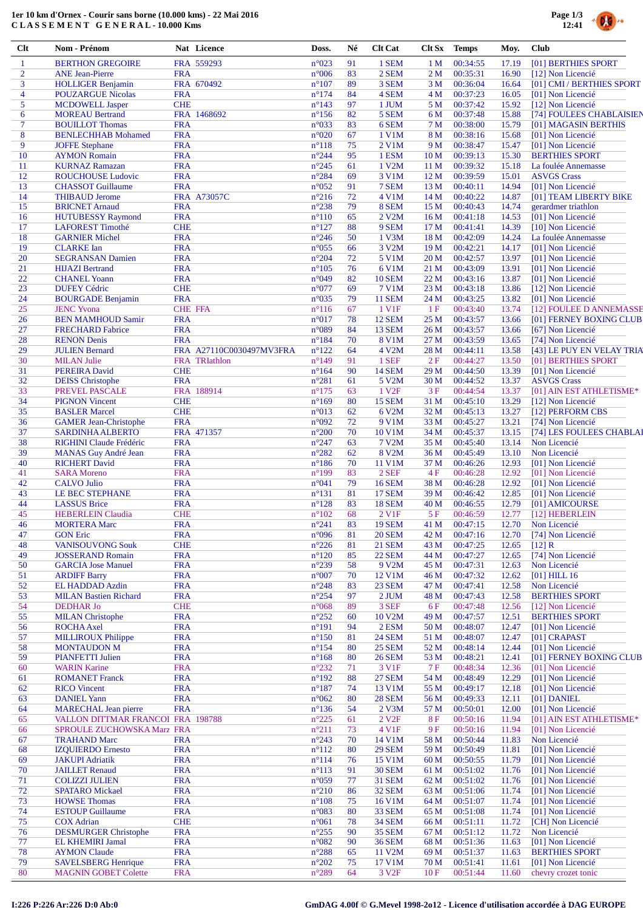**1er 10 km d'Ornex - Courir sans borne (10.000 kms) - 22 Mai 2016**
**C L A S S E M E N T   G E N E R A L - 10.000 Kms**

| Clt | Nom - Prénom | Nat | Licence | Doss. | Né | Clt Cat | Clt Sx | Temps | Moy. | Club |
|---|---|---|---|---|---|---|---|---|---|---|
| 1 | BERTHON GREGOIRE | FRA | 559293 | n°023 | 91 | 1 SEM | 1 M | 00:34:55 | 17.19 | [01] BERTHIES SPORT |
| 2 | ANE Jean-Pierre | FRA | | n°006 | 83 | 2 SEM | 2 M | 00:35:31 | 16.90 | [12] Non Licencié |
| 3 | HOLLIGER Benjamin | FRA | 670492 | n°107 | 89 | 3 SEM | 3 M | 00:36:04 | 16.64 | [01] CMI / BERTHIES SPORT |
| 4 | POUZARGUE Nicolas | FRA | | n°174 | 84 | 4 SEM | 4 M | 00:37:23 | 16.05 | [01] Non Licencié |
| 5 | MCDOWELL Jasper | CHE | | n°143 | 97 | 1 JUM | 5 M | 00:37:42 | 15.92 | [12] Non Licencié |
| 6 | MOREAU Bertrand | FRA | 1468692 | n°156 | 80 | 5 SEM | 6 M | 00:37:48 | 15.88 | [74] FOULEES CHABLAISIEN |
| 7 | BOUILLOT Thomas | FRA | | n°033 | 83 | 6 SEM | 7 M | 00:38:00 | 15.79 | [01] MAGASIN BERTHIS |
| 8 | BENLECHHAB Mohamed | FRA | | n°020 | 67 | 1 V1M | 8 M | 00:38:16 | 15.68 | [01] Non Licencié |
| 9 | JOFFE Stephane | FRA | | n°118 | 75 | 2 V1M | 9 M | 00:38:47 | 15.47 | [01] Non Licencié |
| 10 | AYMON Romain | FRA | | n°244 | 95 | 1 ESM | 10 M | 00:39:13 | 15.30 | BERTHIES SPORT |
| 11 | KURNAZ Ramazan | FRA | | n°245 | 61 | 1 V2M | 11 M | 00:39:32 | 15.18 | La foulée Annemasse |
| 12 | ROUCHOUSE Ludovic | FRA | | n°284 | 69 | 3 V1M | 12 M | 00:39:59 | 15.01 | ASVGS Crass |
| 13 | CHASSOT Guillaume | FRA | | n°052 | 91 | 7 SEM | 13 M | 00:40:11 | 14.94 | [01] Non Licencié |
| 14 | THIBAUD Jerome | FRA | A73057C | n°216 | 72 | 4 V1M | 14 M | 00:40:22 | 14.87 | [01] TEAM LIBERTY BIKE |
| 15 | BRICNET Arnaud | FRA | | n°238 | 79 | 8 SEM | 15 M | 00:40:43 | 14.74 | gerardmer triathlon |
| 16 | HUTUBESSY Raymond | FRA | | n°110 | 65 | 2 V2M | 16 M | 00:41:18 | 14.53 | [01] Non Licencié |
| 17 | LAFOREST Timothé | CHE | | n°127 | 88 | 9 SEM | 17 M | 00:41:41 | 14.39 | [10] Non Licencié |
| 18 | GARNIER Michel | FRA | | n°246 | 50 | 1 V3M | 18 M | 00:42:09 | 14.24 | La foulée Annemasse |
| 19 | CLARKE Ian | FRA | | n°055 | 66 | 3 V2M | 19 M | 00:42:21 | 14.17 | [01] Non Licencié |
| 20 | SEGRANSAN Damien | FRA | | n°204 | 72 | 5 V1M | 20 M | 00:42:57 | 13.97 | [01] Non Licencié |
| 21 | HIJAZI Bertrand | FRA | | n°105 | 76 | 6 V1M | 21 M | 00:43:09 | 13.91 | [01] Non Licencié |
| 22 | CHANEL Yoann | FRA | | n°049 | 82 | 10 SEM | 22 M | 00:43:16 | 13.87 | [01] Non Licencié |
| 23 | DUFEY Cédric | CHE | | n°077 | 69 | 7 V1M | 23 M | 00:43:18 | 13.86 | [12] Non Licencié |
| 24 | BOURGADE Benjamin | FRA | | n°035 | 79 | 11 SEM | 24 M | 00:43:25 | 13.82 | [01] Non Licencié |
| 25 | JENC Yvona | CHE | FFA | n°116 | 67 | 1 V1F | 1 F | 00:43:40 | 13.74 | [12] FOULEE D ANNEMASSE |
| 26 | BEN MAMHOUD Samir | FRA | | n°017 | 78 | 12 SEM | 25 M | 00:43:57 | 13.66 | [01] FERNEY BOXING CLUB |
| 27 | FRECHARD Fabrice | FRA | | n°089 | 84 | 13 SEM | 26 M | 00:43:57 | 13.66 | [67] Non Licencié |
| 28 | RENON Denis | FRA | | n°184 | 70 | 8 V1M | 27 M | 00:43:59 | 13.65 | [74] Non Licencié |
| 29 | JULIEN Bernard | FRA | A27110C0030497MV3FRA | n°122 | 64 | 4 V2M | 28 M | 00:44:11 | 13.58 | [43] LE PUY EN VELAY TRIA |
| 30 | MILAN Julie | FRA | TRIathlon | n°149 | 91 | 1 SEF | 2 F | 00:44:27 | 13.50 | [01] BERTHIES SPORT |
| 31 | PEREIRA David | CHE | | n°164 | 90 | 14 SEM | 29 M | 00:44:50 | 13.39 | [01] Non Licencié |
| 32 | DEISS Christophe | FRA | | n°281 | 61 | 5 V2M | 30 M | 00:44:52 | 13.37 | ASVGS Crass |
| 33 | PREVEL PASCALE | FRA | 188914 | n°175 | 63 | 1 V2F | 3 F | 00:44:54 | 13.37 | [01] AIN EST ATHLETISME* |
| 34 | PIGNON Vincent | CHE | | n°169 | 80 | 15 SEM | 31 M | 00:45:10 | 13.29 | [12] Non Licencié |
| 35 | BASLER Marcel | CHE | | n°013 | 62 | 6 V2M | 32 M | 00:45:13 | 13.27 | [12] PERFORM CBS |
| 36 | GAMER Jean-Christophe | FRA | | n°092 | 72 | 9 V1M | 33 M | 00:45:27 | 13.21 | [74] Non Licencié |
| 37 | SARDINHA ALBERTO | FRA | 471357 | n°200 | 70 | 10 V1M | 34 M | 00:45:37 | 13.15 | [74] LES FOULEES CHABLAI |
| 38 | RIGHINI Claude Frédéric | FRA | | n°247 | 63 | 7 V2M | 35 M | 00:45:40 | 13.14 | Non Licencié |
| 39 | MANAS Guy André Jean | FRA | | n°282 | 62 | 8 V2M | 36 M | 00:45:49 | 13.10 | Non Licencié |
| 40 | RICHERT David | FRA | | n°186 | 70 | 11 V1M | 37 M | 00:46:26 | 12.93 | [01] Non Licencié |
| 41 | SARA Moreno | FRA | | n°199 | 83 | 2 SEF | 4 F | 00:46:28 | 12.92 | [01] Non Licencié |
| 42 | CALVO Julio | FRA | | n°041 | 79 | 16 SEM | 38 M | 00:46:28 | 12.92 | [01] Non Licencié |
| 43 | LE BEC STEPHANE | FRA | | n°131 | 81 | 17 SEM | 39 M | 00:46:42 | 12.85 | [01] Non Licencié |
| 44 | LASSUS Brice | FRA | | n°128 | 83 | 18 SEM | 40 M | 00:46:55 | 12.79 | [01] AMICOURSE |
| 45 | HEBERLEIN Claudia | CHE | | n°102 | 68 | 2 V1F | 5 F | 00:46:59 | 12.77 | [12] HEBERLEIN |
| 46 | MORTERA Marc | FRA | | n°241 | 83 | 19 SEM | 41 M | 00:47:15 | 12.70 | Non Licencié |
| 47 | GON Eric | FRA | | n°096 | 81 | 20 SEM | 42 M | 00:47:16 | 12.70 | [74] Non Licencié |
| 48 | VANISOUVONG Souk | CHE | | n°226 | 81 | 21 SEM | 43 M | 00:47:25 | 12.65 | [12] R |
| 49 | JOSSERAND Romain | FRA | | n°120 | 85 | 22 SEM | 44 M | 00:47:27 | 12.65 | [74] Non Licencié |
| 50 | GARCIA Jose Manuel | FRA | | n°239 | 58 | 9 V2M | 45 M | 00:47:31 | 12.63 | Non Licencié |
| 51 | ARDIFF Barry | FRA | | n°007 | 70 | 12 V1M | 46 M | 00:47:32 | 12.62 | [01] HILL 16 |
| 52 | EL HADDAD Azdin | FRA | | n°248 | 83 | 23 SEM | 47 M | 00:47:41 | 12.58 | Non Licencié |
| 53 | MILAN Bastien Richard | FRA | | n°254 | 97 | 2 JUM | 48 M | 00:47:43 | 12.58 | BERTHIES SPORT |
| 54 | DEDHAR Jo | CHE | | n°068 | 89 | 3 SEF | 6 F | 00:47:48 | 12.56 | [12] Non Licencié |
| 55 | MILAN Christophe | FRA | | n°252 | 60 | 10 V2M | 49 M | 00:47:57 | 12.51 | BERTHIES SPORT |
| 56 | ROCHA Axel | FRA | | n°191 | 94 | 2 ESM | 50 M | 00:48:07 | 12.47 | [01] Non Licencié |
| 57 | MILLIROUX Philippe | FRA | | n°150 | 81 | 24 SEM | 51 M | 00:48:07 | 12.47 | [01] CRAPAST |
| 58 | MONTAUDON M | FRA | | n°154 | 80 | 25 SEM | 52 M | 00:48:14 | 12.44 | [01] Non Licencié |
| 59 | PIANFETTI Julien | FRA | | n°168 | 80 | 26 SEM | 53 M | 00:48:21 | 12.41 | [01] FERNEY BOXING CLUB |
| 60 | WARIN Karine | FRA | | n°232 | 71 | 3 V1F | 7 F | 00:48:34 | 12.36 | [01] Non Licencié |
| 61 | ROMANET Franck | FRA | | n°192 | 88 | 27 SEM | 54 M | 00:48:49 | 12.29 | [01] Non Licencié |
| 62 | RICO Vincent | FRA | | n°187 | 74 | 13 V1M | 55 M | 00:49:17 | 12.18 | [01] Non Licencié |
| 63 | DANIEL Yann | FRA | | n°062 | 80 | 28 SEM | 56 M | 00:49:33 | 12.11 | [01] DANIEL |
| 64 | MARECHAL Jean pierre | FRA | | n°136 | 54 | 2 V3M | 57 M | 00:50:01 | 12.00 | [01] Non Licencié |
| 65 | VALLON DITTMAR FRANCOI | FRA | 198788 | n°225 | 61 | 2 V2F | 8 F | 00:50:16 | 11.94 | [01] AIN EST ATHLETISME* |
| 66 | SPROULE ZUCHOWSKA Marz | FRA | | n°211 | 73 | 4 V1F | 9 F | 00:50:16 | 11.94 | [01] Non Licencié |
| 67 | TRAHAND Marc | FRA | | n°243 | 70 | 14 V1M | 58 M | 00:50:44 | 11.83 | Non Licencié |
| 68 | IZQUIERDO Ernesto | FRA | | n°112 | 80 | 29 SEM | 59 M | 00:50:49 | 11.81 | [01] Non Licencié |
| 69 | JAKUPI Adriatik | FRA | | n°114 | 76 | 15 V1M | 60 M | 00:50:55 | 11.79 | [01] Non Licencié |
| 70 | JAILLET Renaud | FRA | | n°113 | 91 | 30 SEM | 61 M | 00:51:02 | 11.76 | [01] Non Licencié |
| 71 | COLIZZI JULIEN | FRA | | n°059 | 77 | 31 SEM | 62 M | 00:51:02 | 11.76 | [01] Non Licencié |
| 72 | SPATARO Mickael | FRA | | n°210 | 86 | 32 SEM | 63 M | 00:51:06 | 11.74 | [01] Non Licencié |
| 73 | HOWSE Thomas | FRA | | n°108 | 75 | 16 V1M | 64 M | 00:51:07 | 11.74 | [01] Non Licencié |
| 74 | ESTOUP Guillaume | FRA | | n°083 | 80 | 33 SEM | 65 M | 00:51:08 | 11.74 | [01] Non Licencié |
| 75 | COX Adrian | CHE | | n°061 | 78 | 34 SEM | 66 M | 00:51:11 | 11.72 | [CH] Non Licencié |
| 76 | DESMURGER Christophe | FRA | | n°255 | 90 | 35 SEM | 67 M | 00:51:12 | 11.72 | Non Licencié |
| 77 | EL KHEMIRI Jamal | FRA | | n°082 | 90 | 36 SEM | 68 M | 00:51:36 | 11.63 | [01] Non Licencié |
| 78 | AYMON Claude | FRA | | n°288 | 65 | 11 V2M | 69 M | 00:51:37 | 11.63 | BERTHIES SPORT |
| 79 | SAVELSBERG Henrique | FRA | | n°202 | 75 | 17 V1M | 70 M | 00:51:41 | 11.61 | [01] Non Licencié |
| 80 | MAGNIN GOBET Colette | FRA | | n°289 | 64 | 3 V2F | 10 F | 00:51:44 | 11.60 | chevry crozet tonic |

I:226 P:226 Ar:226 D:0 Ab:0

GmDAG 4.00f © G.Mevel 1998-2012 - Licence d'utilisation accordée à DAG EUROPE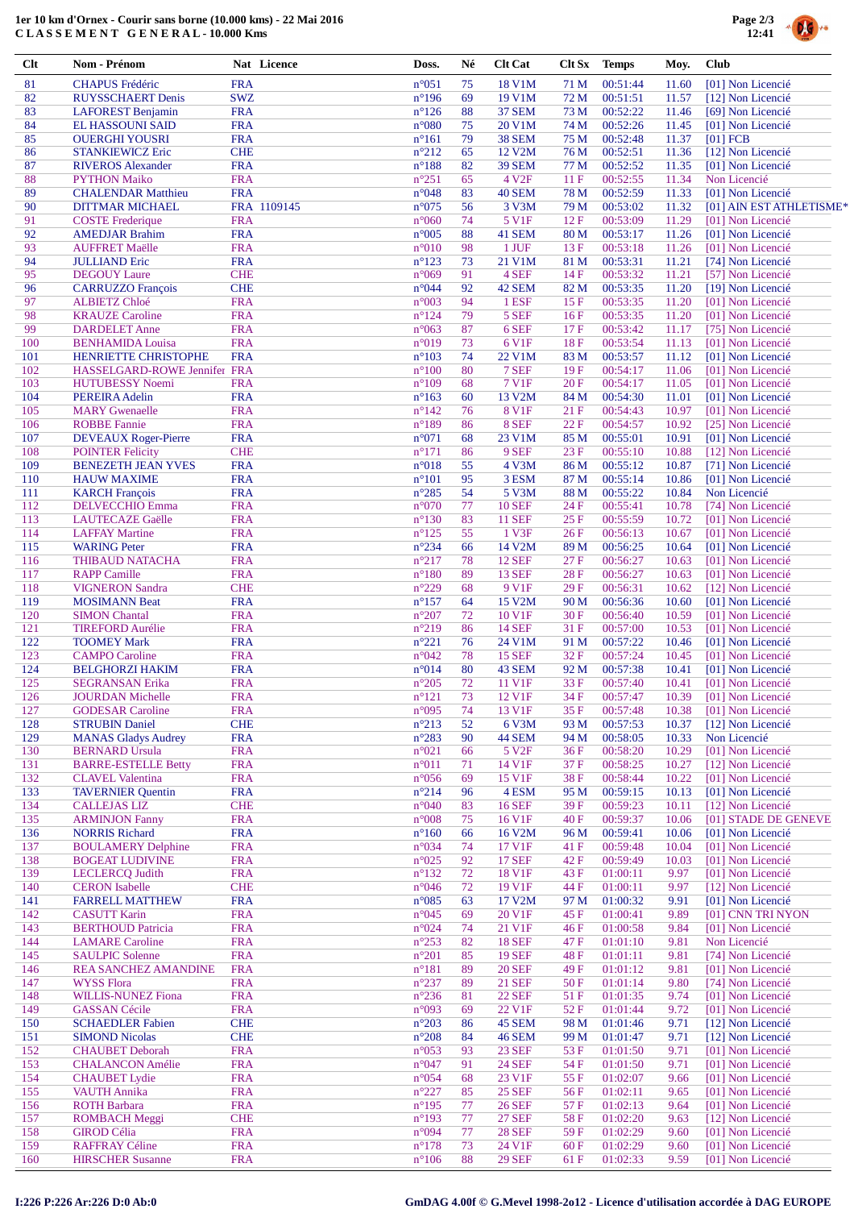# 1er 10 km d'Ornex - Courir sans borne (10.000 kms) - 22 Mai 2016

## CLASSEMENT GENERAL - 10.000 Kms

| Clt | Nom - Prénom | Nat | Licence | Doss. | Né | Clt Cat | Clt Sx | Temps | Moy. | Club |
|---|---|---|---|---|---|---|---|---|---|---|
| 81 | CHAPUS Frédéric | FRA | | n°051 | 75 | 18 V1M | 71 M | 00:51:44 | 11.60 | [01] Non Licencié |
| 82 | RUYSSCHAERT Denis | SWZ | | n°196 | 69 | 19 V1M | 72 M | 00:51:51 | 11.57 | [12] Non Licencié |
| 83 | LAFOREST Benjamin | FRA | | n°126 | 88 | 37 SEM | 73 M | 00:52:22 | 11.46 | [69] Non Licencié |
| 84 | EL HASSOUNI SAID | FRA | | n°080 | 75 | 20 V1M | 74 M | 00:52:26 | 11.45 | [01] Non Licencié |
| 85 | OUERGHI YOUSRI | FRA | | n°161 | 79 | 38 SEM | 75 M | 00:52:48 | 11.37 | [01] FCB |
| 86 | STANKIEWICZ Eric | CHE | | n°212 | 65 | 12 V2M | 76 M | 00:52:51 | 11.36 | [12] Non Licencié |
| 87 | RIVEROS Alexander | FRA | | n°188 | 82 | 39 SEM | 77 M | 00:52:52 | 11.35 | [01] Non Licencié |
| 88 | PYTHON Maiko | FRA | | n°251 | 65 | 4 V2F | 11 F | 00:52:55 | 11.34 | Non Licencié |
| 89 | CHALENDAR Matthieu | FRA | | n°048 | 83 | 40 SEM | 78 M | 00:52:59 | 11.33 | [01] Non Licencié |
| 90 | DITTMAR MICHAEL | FRA | 1109145 | n°075 | 56 | 3 V3M | 79 M | 00:53:02 | 11.32 | [01] AIN EST ATHLETISME* |
| 91 | COSTE Frederique | FRA | | n°060 | 74 | 5 V1F | 12 F | 00:53:09 | 11.29 | [01] Non Licencié |
| 92 | AMEDJAR Brahim | FRA | | n°005 | 88 | 41 SEM | 80 M | 00:53:17 | 11.26 | [01] Non Licencié |
| 93 | AUFFRET Maëlle | FRA | | n°010 | 98 | 1 JUF | 13 F | 00:53:18 | 11.26 | [01] Non Licencié |
| 94 | JULLIAND Eric | FRA | | n°123 | 73 | 21 V1M | 81 M | 00:53:31 | 11.21 | [74] Non Licencié |
| 95 | DEGOUY Laure | CHE | | n°069 | 91 | 4 SEF | 14 F | 00:53:32 | 11.21 | [57] Non Licencié |
| 96 | CARRUZZO François | CHE | | n°044 | 92 | 42 SEM | 82 M | 00:53:35 | 11.20 | [19] Non Licencié |
| 97 | ALBIETZ Chloé | FRA | | n°003 | 94 | 1 ESF | 15 F | 00:53:35 | 11.20 | [01] Non Licencié |
| 98 | KRAUZE Caroline | FRA | | n°124 | 79 | 5 SEF | 16 F | 00:53:35 | 11.20 | [01] Non Licencié |
| 99 | DARDELET Anne | FRA | | n°063 | 87 | 6 SEF | 17 F | 00:53:42 | 11.17 | [75] Non Licencié |
| 100 | BENHAMIDA Louisa | FRA | | n°019 | 73 | 6 V1F | 18 F | 00:53:54 | 11.13 | [01] Non Licencié |
| 101 | HENRIETTE CHRISTOPHE | FRA | | n°103 | 74 | 22 V1M | 83 M | 00:53:57 | 11.12 | [01] Non Licencié |
| 102 | HASSELGARD-ROWE Jennifer | FRA | | n°100 | 80 | 7 SEF | 19 F | 00:54:17 | 11.06 | [01] Non Licencié |
| 103 | HUTUBESSY Noemi | FRA | | n°109 | 68 | 7 V1F | 20 F | 00:54:17 | 11.05 | [01] Non Licencié |
| 104 | PEREIRA Adelin | FRA | | n°163 | 60 | 13 V2M | 84 M | 00:54:30 | 11.01 | [01] Non Licencié |
| 105 | MARY Gwenaelle | FRA | | n°142 | 76 | 8 V1F | 21 F | 00:54:43 | 10.97 | [01] Non Licencié |
| 106 | ROBBE Fannie | FRA | | n°189 | 86 | 8 SEF | 22 F | 00:54:57 | 10.92 | [25] Non Licencié |
| 107 | DEVEAUX Roger-Pierre | FRA | | n°071 | 68 | 23 V1M | 85 M | 00:55:01 | 10.91 | [01] Non Licencié |
| 108 | POINTER Felicity | CHE | | n°171 | 86 | 9 SEF | 23 F | 00:55:10 | 10.88 | [12] Non Licencié |
| 109 | BENEZETH JEAN YVES | FRA | | n°018 | 55 | 4 V3M | 86 M | 00:55:12 | 10.87 | [71] Non Licencié |
| 110 | HAUW MAXIME | FRA | | n°101 | 95 | 3 ESM | 87 M | 00:55:14 | 10.86 | [01] Non Licencié |
| 111 | KARCH François | FRA | | n°285 | 54 | 5 V3M | 88 M | 00:55:22 | 10.84 | Non Licencié |
| 112 | DELVECCHIO Emma | FRA | | n°070 | 77 | 10 SEF | 24 F | 00:55:41 | 10.78 | [74] Non Licencié |
| 113 | LAUTECAZE Gaëlle | FRA | | n°130 | 83 | 11 SEF | 25 F | 00:55:59 | 10.72 | [01] Non Licencié |
| 114 | LAFFAY Martine | FRA | | n°125 | 55 | 1 V3F | 26 F | 00:56:13 | 10.67 | [01] Non Licencié |
| 115 | WARING Peter | FRA | | n°234 | 66 | 14 V2M | 89 M | 00:56:25 | 10.64 | [01] Non Licencié |
| 116 | THIBAUD NATACHA | FRA | | n°217 | 78 | 12 SEF | 27 F | 00:56:27 | 10.63 | [01] Non Licencié |
| 117 | RAPP Camille | FRA | | n°180 | 89 | 13 SEF | 28 F | 00:56:27 | 10.63 | [01] Non Licencié |
| 118 | VIGNERON Sandra | CHE | | n°229 | 68 | 9 V1F | 29 F | 00:56:31 | 10.62 | [12] Non Licencié |
| 119 | MOSIMANN Beat | FRA | | n°157 | 64 | 15 V2M | 90 M | 00:56:36 | 10.60 | [01] Non Licencié |
| 120 | SIMON Chantal | FRA | | n°207 | 72 | 10 V1F | 30 F | 00:56:40 | 10.59 | [01] Non Licencié |
| 121 | TIREFORD Aurélie | FRA | | n°219 | 86 | 14 SEF | 31 F | 00:57:00 | 10.53 | [01] Non Licencié |
| 122 | TOOMEY Mark | FRA | | n°221 | 76 | 24 V1M | 91 M | 00:57:22 | 10.46 | [01] Non Licencié |
| 123 | CAMPO Caroline | FRA | | n°042 | 78 | 15 SEF | 32 F | 00:57:24 | 10.45 | [01] Non Licencié |
| 124 | BELGHORZI HAKIM | FRA | | n°014 | 80 | 43 SEM | 92 M | 00:57:38 | 10.41 | [01] Non Licencié |
| 125 | SEGRANSAN Erika | FRA | | n°205 | 72 | 11 V1F | 33 F | 00:57:40 | 10.41 | [01] Non Licencié |
| 126 | JOURDAN Michelle | FRA | | n°121 | 73 | 12 V1F | 34 F | 00:57:47 | 10.39 | [01] Non Licencié |
| 127 | GODESAR Caroline | FRA | | n°095 | 74 | 13 V1F | 35 F | 00:57:48 | 10.38 | [01] Non Licencié |
| 128 | STRUBIN Daniel | CHE | | n°213 | 52 | 6 V3M | 93 M | 00:57:53 | 10.37 | [12] Non Licencié |
| 129 | MANAS Gladys Audrey | FRA | | n°283 | 90 | 44 SEM | 94 M | 00:58:05 | 10.33 | Non Licencié |
| 130 | BERNARD Ursula | FRA | | n°021 | 66 | 5 V2F | 36 F | 00:58:20 | 10.29 | [01] Non Licencié |
| 131 | BARRE-ESTELLE Betty | FRA | | n°011 | 71 | 14 V1F | 37 F | 00:58:25 | 10.27 | [12] Non Licencié |
| 132 | CLAVEL Valentina | FRA | | n°056 | 69 | 15 V1F | 38 F | 00:58:44 | 10.22 | [01] Non Licencié |
| 133 | TAVERNIER Quentin | FRA | | n°214 | 96 | 4 ESM | 95 M | 00:59:15 | 10.13 | [01] Non Licencié |
| 134 | CALLEJAS LIZ | CHE | | n°040 | 83 | 16 SEF | 39 F | 00:59:23 | 10.11 | [12] Non Licencié |
| 135 | ARMINJON Fanny | FRA | | n°008 | 75 | 16 V1F | 40 F | 00:59:37 | 10.06 | [01] STADE DE GENEVE |
| 136 | NORRIS Richard | FRA | | n°160 | 66 | 16 V2M | 96 M | 00:59:41 | 10.06 | [01] Non Licencié |
| 137 | BOULAMERY Delphine | FRA | | n°034 | 74 | 17 V1F | 41 F | 00:59:48 | 10.04 | [01] Non Licencié |
| 138 | BOGEAT LUDIVINE | FRA | | n°025 | 92 | 17 SEF | 42 F | 00:59:49 | 10.03 | [01] Non Licencié |
| 139 | LECLERCQ Judith | FRA | | n°132 | 72 | 18 V1F | 43 F | 01:00:11 | 9.97 | [01] Non Licencié |
| 140 | CERON Isabelle | CHE | | n°046 | 72 | 19 V1F | 44 F | 01:00:11 | 9.97 | [12] Non Licencié |
| 141 | FARRELL MATTHEW | FRA | | n°085 | 63 | 17 V2M | 97 M | 01:00:32 | 9.91 | [01] Non Licencié |
| 142 | CASUTT Karin | FRA | | n°045 | 69 | 20 V1F | 45 F | 01:00:41 | 9.89 | [01] CNN TRI NYON |
| 143 | BERTHOUD Patricia | FRA | | n°024 | 74 | 21 V1F | 46 F | 01:00:58 | 9.84 | [01] Non Licencié |
| 144 | LAMARE Caroline | FRA | | n°253 | 82 | 18 SEF | 47 F | 01:01:10 | 9.81 | Non Licencié |
| 145 | SAULPIC Solenne | FRA | | n°201 | 85 | 19 SEF | 48 F | 01:01:11 | 9.81 | [74] Non Licencié |
| 146 | REA SANCHEZ AMANDINE | FRA | | n°181 | 89 | 20 SEF | 49 F | 01:01:12 | 9.81 | [01] Non Licencié |
| 147 | WYSS Flora | FRA | | n°237 | 89 | 21 SEF | 50 F | 01:01:14 | 9.80 | [74] Non Licencié |
| 148 | WILLIS-NUNEZ Fiona | FRA | | n°236 | 81 | 22 SEF | 51 F | 01:01:35 | 9.74 | [01] Non Licencié |
| 149 | GASSAN Cécile | FRA | | n°093 | 69 | 22 V1F | 52 F | 01:01:44 | 9.72 | [01] Non Licencié |
| 150 | SCHAEDLER Fabien | CHE | | n°203 | 86 | 45 SEM | 98 M | 01:01:46 | 9.71 | [12] Non Licencié |
| 151 | SIMOND Nicolas | CHE | | n°208 | 84 | 46 SEM | 99 M | 01:01:47 | 9.71 | [12] Non Licencié |
| 152 | CHAUBET Deborah | FRA | | n°053 | 93 | 23 SEF | 53 F | 01:01:50 | 9.71 | [01] Non Licencié |
| 153 | CHALANCON Amélie | FRA | | n°047 | 91 | 24 SEF | 54 F | 01:01:50 | 9.71 | [01] Non Licencié |
| 154 | CHAUBET Lydie | FRA | | n°054 | 68 | 23 V1F | 55 F | 01:02:07 | 9.66 | [01] Non Licencié |
| 155 | VAUTH Annika | FRA | | n°227 | 85 | 25 SEF | 56 F | 01:02:11 | 9.65 | [01] Non Licencié |
| 156 | ROTH Barbara | FRA | | n°195 | 77 | 26 SEF | 57 F | 01:02:13 | 9.64 | [01] Non Licencié |
| 157 | ROMBACH Meggi | CHE | | n°193 | 77 | 27 SEF | 58 F | 01:02:20 | 9.63 | [12] Non Licencié |
| 158 | GIROD Célia | FRA | | n°094 | 77 | 28 SEF | 59 F | 01:02:29 | 9.60 | [01] Non Licencié |
| 159 | RAFFRAY Céline | FRA | | n°178 | 73 | 24 V1F | 60 F | 01:02:29 | 9.60 | [01] Non Licencié |
| 160 | HIRSCHER Susanne | FRA | | n°106 | 88 | 29 SEF | 61 F | 01:02:33 | 9.59 | [01] Non Licencié |

I:226 P:226 Ar:226 D:0 Ab:0

GmDAG 4.00f © G.Mevel 1998-2012 - Licence d'utilisation accordée à DAG EUROPE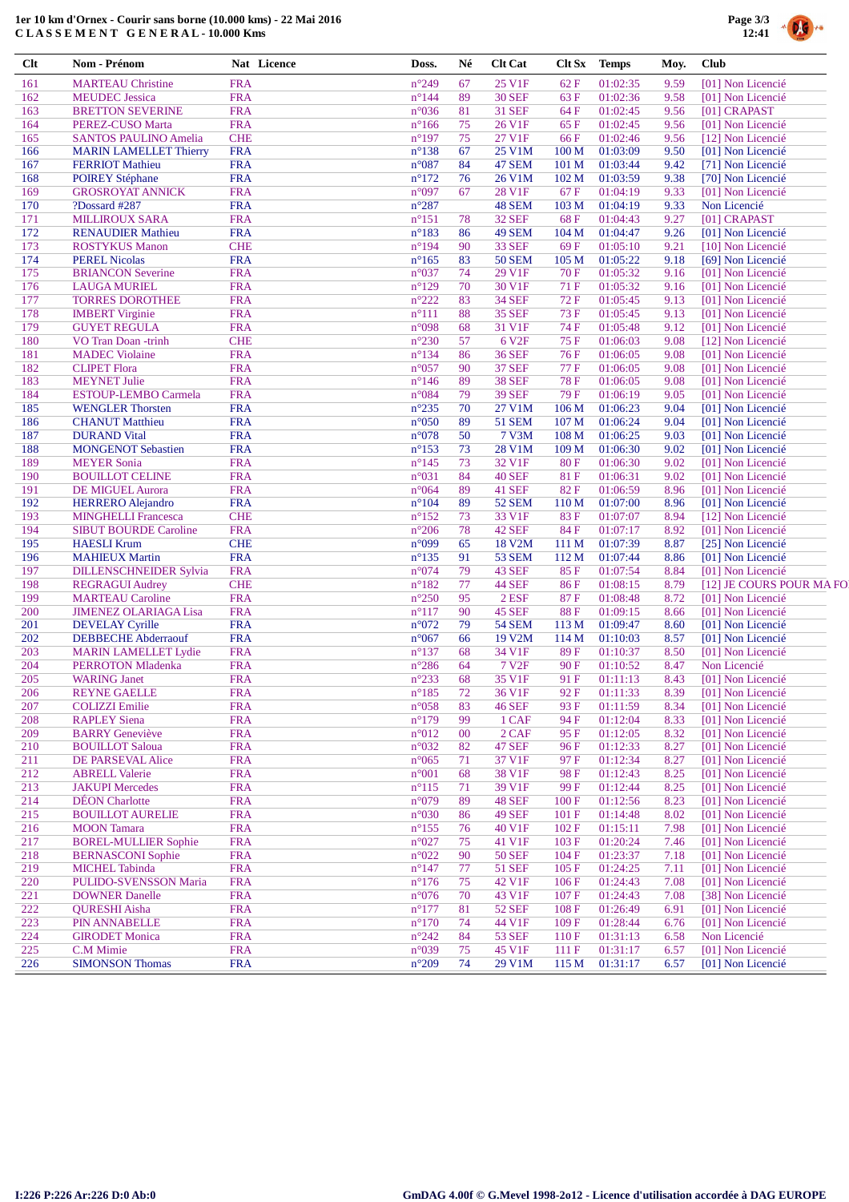1er 10 km d'Ornex - Courir sans borne (10.000 kms) - 22 Mai 2016
C L A S S E M E N T   G E N E R A L - 10.000 Kms

| Clt | Nom - Prénom | Nat | Licence | Doss. | Né | Clt Cat | Clt Sx | Temps | Moy. | Club |
|---|---|---|---|---|---|---|---|---|---|---|
| 161 | MARTEAU Christine | FRA | | n°249 | 67 | 25 V1F | 62 F | 01:02:35 | 9.59 | [01] Non Licencié |
| 162 | MEUDEC Jessica | FRA | | n°144 | 89 | 30 SEF | 63 F | 01:02:36 | 9.58 | [01] Non Licencié |
| 163 | BRETTON SEVERINE | FRA | | n°036 | 81 | 31 SEF | 64 F | 01:02:45 | 9.56 | [01] CRAPAST |
| 164 | PEREZ-CUSO Marta | FRA | | n°166 | 75 | 26 V1F | 65 F | 01:02:45 | 9.56 | [01] Non Licencié |
| 165 | SANTOS PAULINO Amelia | CHE | | n°197 | 75 | 27 V1F | 66 F | 01:02:46 | 9.56 | [12] Non Licencié |
| 166 | MARIN LAMELLET Thierry | FRA | | n°138 | 67 | 25 V1M | 100 M | 01:03:09 | 9.50 | [01] Non Licencié |
| 167 | FERRIOT Mathieu | FRA | | n°087 | 84 | 47 SEM | 101 M | 01:03:44 | 9.42 | [71] Non Licencié |
| 168 | POIREY Stéphane | FRA | | n°172 | 76 | 26 V1M | 102 M | 01:03:59 | 9.38 | [70] Non Licencié |
| 169 | GROSROYAT ANNICK | FRA | | n°097 | 67 | 28 V1F | 67 F | 01:04:19 | 9.33 | [01] Non Licencié |
| 170 | ?Dossard #287 | FRA | | n°287 | | 48 SEM | 103 M | 01:04:19 | 9.33 | Non Licencié |
| 171 | MILLIROUX SARA | FRA | | n°151 | 78 | 32 SEF | 68 F | 01:04:43 | 9.27 | [01] CRAPAST |
| 172 | RENAUDIER Mathieu | FRA | | n°183 | 86 | 49 SEM | 104 M | 01:04:47 | 9.26 | [01] Non Licencié |
| 173 | ROSTYKUS Manon | CHE | | n°194 | 90 | 33 SEF | 69 F | 01:05:10 | 9.21 | [10] Non Licencié |
| 174 | PEREL Nicolas | FRA | | n°165 | 83 | 50 SEM | 105 M | 01:05:22 | 9.18 | [69] Non Licencié |
| 175 | BRIANCON Severine | FRA | | n°037 | 74 | 29 V1F | 70 F | 01:05:32 | 9.16 | [01] Non Licencié |
| 176 | LAUGA MURIEL | FRA | | n°129 | 70 | 30 V1F | 71 F | 01:05:32 | 9.16 | [01] Non Licencié |
| 177 | TORRES DOROTHEE | FRA | | n°222 | 83 | 34 SEF | 72 F | 01:05:45 | 9.13 | [01] Non Licencié |
| 178 | IMBERT Virginie | FRA | | n°111 | 88 | 35 SEF | 73 F | 01:05:45 | 9.13 | [01] Non Licencié |
| 179 | GUYET REGULA | FRA | | n°098 | 68 | 31 V1F | 74 F | 01:05:48 | 9.12 | [01] Non Licencié |
| 180 | VO Tran Doan -trinh | CHE | | n°230 | 57 | 6 V2F | 75 F | 01:06:03 | 9.08 | [12] Non Licencié |
| 181 | MADEC Violaine | FRA | | n°134 | 86 | 36 SEF | 76 F | 01:06:05 | 9.08 | [01] Non Licencié |
| 182 | CLIPET Flora | FRA | | n°057 | 90 | 37 SEF | 77 F | 01:06:05 | 9.08 | [01] Non Licencié |
| 183 | MEYNET Julie | FRA | | n°146 | 89 | 38 SEF | 78 F | 01:06:05 | 9.08 | [01] Non Licencié |
| 184 | ESTOUP-LEMBO Carmela | FRA | | n°084 | 79 | 39 SEF | 79 F | 01:06:19 | 9.05 | [01] Non Licencié |
| 185 | WENGLER Thorsten | FRA | | n°235 | 70 | 27 V1M | 106 M | 01:06:23 | 9.04 | [01] Non Licencié |
| 186 | CHANUT Matthieu | FRA | | n°050 | 89 | 51 SEM | 107 M | 01:06:24 | 9.04 | [01] Non Licencié |
| 187 | DURAND Vital | FRA | | n°078 | 50 | 7 V3M | 108 M | 01:06:25 | 9.03 | [01] Non Licencié |
| 188 | MONGENOT Sebastien | FRA | | n°153 | 73 | 28 V1M | 109 M | 01:06:30 | 9.02 | [01] Non Licencié |
| 189 | MEYER Sonia | FRA | | n°145 | 73 | 32 V1F | 80 F | 01:06:30 | 9.02 | [01] Non Licencié |
| 190 | BOUILLOT CELINE | FRA | | n°031 | 84 | 40 SEF | 81 F | 01:06:31 | 9.02 | [01] Non Licencié |
| 191 | DE MIGUEL Aurora | FRA | | n°064 | 89 | 41 SEF | 82 F | 01:06:59 | 8.96 | [01] Non Licencié |
| 192 | HERRERO Alejandro | FRA | | n°104 | 89 | 52 SEM | 110 M | 01:07:00 | 8.96 | [01] Non Licencié |
| 193 | MINGHELLI Francesca | CHE | | n°152 | 73 | 33 V1F | 83 F | 01:07:07 | 8.94 | [12] Non Licencié |
| 194 | SIBUT BOURDE Caroline | FRA | | n°206 | 78 | 42 SEF | 84 F | 01:07:17 | 8.92 | [01] Non Licencié |
| 195 | HAESLI Krum | CHE | | n°099 | 65 | 18 V2M | 111 M | 01:07:39 | 8.87 | [25] Non Licencié |
| 196 | MAHIEUX Martin | FRA | | n°135 | 91 | 53 SEM | 112 M | 01:07:44 | 8.86 | [01] Non Licencié |
| 197 | DILLENSCHNEIDER Sylvia | FRA | | n°074 | 79 | 43 SEF | 85 F | 01:07:54 | 8.84 | [01] Non Licencié |
| 198 | REGRAGUI Audrey | CHE | | n°182 | 77 | 44 SEF | 86 F | 01:08:15 | 8.79 | [12] JE COURS POUR MA FO |
| 199 | MARTEAU Caroline | FRA | | n°250 | 95 | 2 ESF | 87 F | 01:08:48 | 8.72 | [01] Non Licencié |
| 200 | JIMENEZ OLARIAGA Lisa | FRA | | n°117 | 90 | 45 SEF | 88 F | 01:09:15 | 8.66 | [01] Non Licencié |
| 201 | DEVELAY Cyrille | FRA | | n°072 | 79 | 54 SEM | 113 M | 01:09:47 | 8.60 | [01] Non Licencié |
| 202 | DEBBECHE Abderraouf | FRA | | n°067 | 66 | 19 V2M | 114 M | 01:10:03 | 8.57 | [01] Non Licencié |
| 203 | MARIN LAMELLET Lydie | FRA | | n°137 | 68 | 34 V1F | 89 F | 01:10:37 | 8.50 | [01] Non Licencié |
| 204 | PERROTON Mladenka | FRA | | n°286 | 64 | 7 V2F | 90 F | 01:10:52 | 8.47 | Non Licencié |
| 205 | WARING Janet | FRA | | n°233 | 68 | 35 V1F | 91 F | 01:11:13 | 8.43 | [01] Non Licencié |
| 206 | REYNE GAELLE | FRA | | n°185 | 72 | 36 V1F | 92 F | 01:11:33 | 8.39 | [01] Non Licencié |
| 207 | COLIZZI Emilie | FRA | | n°058 | 83 | 46 SEF | 93 F | 01:11:59 | 8.34 | [01] Non Licencié |
| 208 | RAPLEY Siena | FRA | | n°179 | 99 | 1 CAF | 94 F | 01:12:04 | 8.33 | [01] Non Licencié |
| 209 | BARRY Geneviève | FRA | | n°012 | 00 | 2 CAF | 95 F | 01:12:05 | 8.32 | [01] Non Licencié |
| 210 | BOUILLOT Saloua | FRA | | n°032 | 82 | 47 SEF | 96 F | 01:12:33 | 8.27 | [01] Non Licencié |
| 211 | DE PARSEVAL Alice | FRA | | n°065 | 71 | 37 V1F | 97 F | 01:12:34 | 8.27 | [01] Non Licencié |
| 212 | ABRELL Valerie | FRA | | n°001 | 68 | 38 V1F | 98 F | 01:12:43 | 8.25 | [01] Non Licencié |
| 213 | JAKUPI Mercedes | FRA | | n°115 | 71 | 39 V1F | 99 F | 01:12:44 | 8.25 | [01] Non Licencié |
| 214 | DÉON Charlotte | FRA | | n°079 | 89 | 48 SEF | 100 F | 01:12:56 | 8.23 | [01] Non Licencié |
| 215 | BOUILLOT AURELIE | FRA | | n°030 | 86 | 49 SEF | 101 F | 01:14:48 | 8.02 | [01] Non Licencié |
| 216 | MOON Tamara | FRA | | n°155 | 76 | 40 V1F | 102 F | 01:15:11 | 7.98 | [01] Non Licencié |
| 217 | BOREL-MULLIER Sophie | FRA | | n°027 | 75 | 41 V1F | 103 F | 01:20:24 | 7.46 | [01] Non Licencié |
| 218 | BERNASCONI Sophie | FRA | | n°022 | 90 | 50 SEF | 104 F | 01:23:37 | 7.18 | [01] Non Licencié |
| 219 | MICHEL Tabinda | FRA | | n°147 | 77 | 51 SEF | 105 F | 01:24:25 | 7.11 | [01] Non Licencié |
| 220 | PULIDO-SVENSSON Maria | FRA | | n°176 | 75 | 42 V1F | 106 F | 01:24:43 | 7.08 | [01] Non Licencié |
| 221 | DOWNER Danelle | FRA | | n°076 | 70 | 43 V1F | 107 F | 01:24:43 | 7.08 | [38] Non Licencié |
| 222 | QURESHI Aisha | FRA | | n°177 | 81 | 52 SEF | 108 F | 01:26:49 | 6.91 | [01] Non Licencié |
| 223 | PIN ANNABELLE | FRA | | n°170 | 74 | 44 V1F | 109 F | 01:28:44 | 6.76 | [01] Non Licencié |
| 224 | GIRODET Monica | FRA | | n°242 | 84 | 53 SEF | 110 F | 01:31:13 | 6.58 | Non Licencié |
| 225 | C.M Mimie | FRA | | n°039 | 75 | 45 V1F | 111 F | 01:31:17 | 6.57 | [01] Non Licencié |
| 226 | SIMONSON Thomas | FRA | | n°209 | 74 | 29 V1M | 115 M | 01:31:17 | 6.57 | [01] Non Licencié |

I:226 P:226 Ar:226 D:0 Ab:0

GmDAG 4.00f © G.Mevel 1998-2012 - Licence d'utilisation accordée à DAG EUROPE